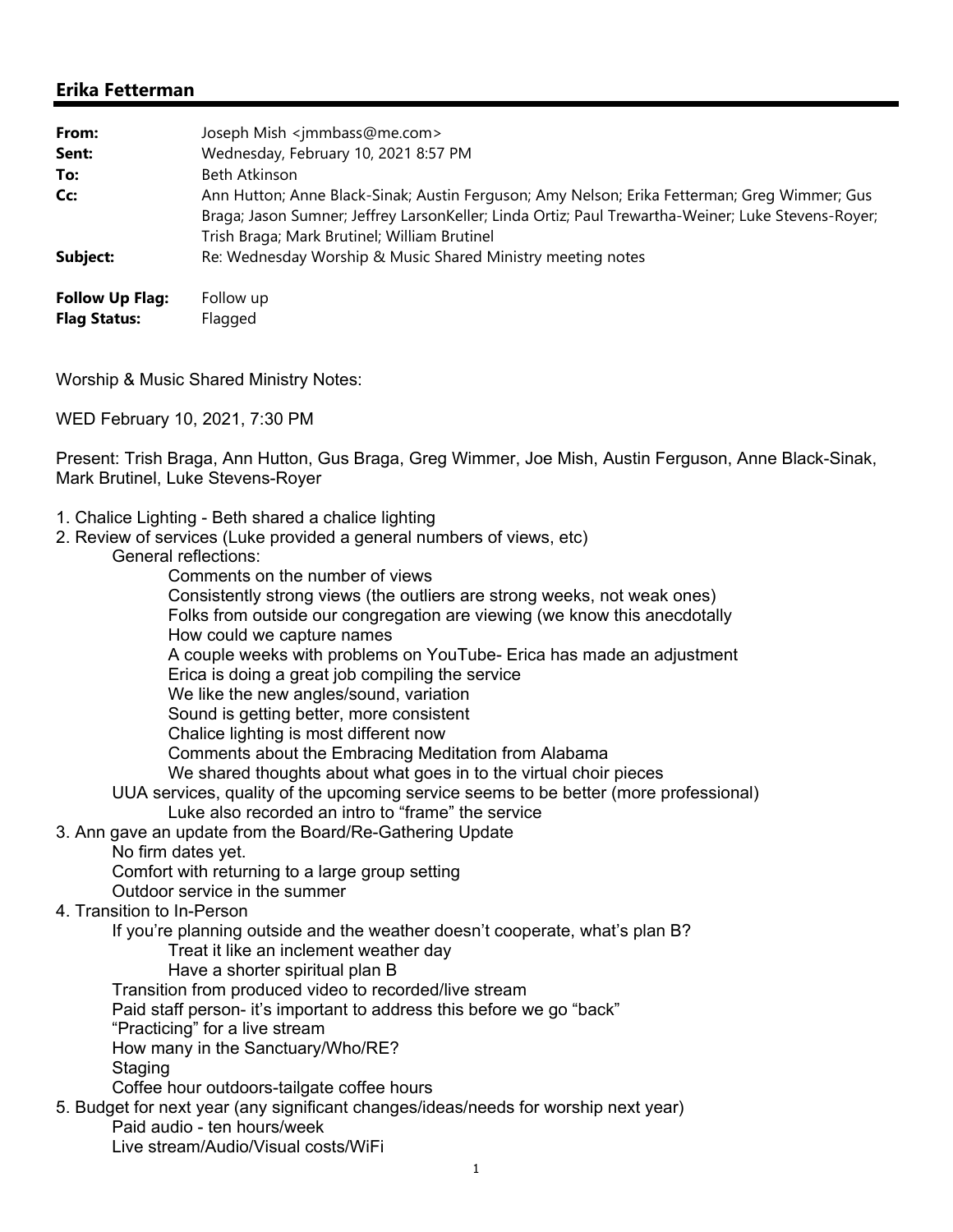## Erika Fetterman

| | |
|---|---|
| **From:** | Joseph Mish <jmmbass@me.com> |
| **Sent:** | Wednesday, February 10, 2021 8:57 PM |
| **To:** | Beth Atkinson |
| **Cc:** | Ann Hutton; Anne Black-Sinak; Austin Ferguson; Amy Nelson; Erika Fetterman; Greg Wimmer; Gus Braga; Jason Sumner; Jeffrey LarsonKeller; Linda Ortiz; Paul Trewartha-Weiner; Luke Stevens-Royer; Trish Braga; Mark Brutinel; William Brutinel |
| **Subject:** | Re: Wednesday Worship & Music Shared Ministry meeting notes |

**Follow Up Flag:** Follow up
**Flag Status:** Flagged

Worship & Music Shared Ministry Notes:

WED February 10, 2021, 7:30 PM

Present: Trish Braga, Ann Hutton, Gus Braga, Greg Wimmer, Joe Mish, Austin Ferguson, Anne Black-Sinak, Mark Brutinel, Luke Stevens-Royer

1. Chalice Lighting - Beth shared a chalice lighting
2. Review of services (Luke provided a general numbers of views, etc)
    - General reflections:
        - Comments on the number of views
        - Consistently strong views (the outliers are strong weeks, not weak ones)
        - Folks from outside our congregation are viewing (we know this anecdotally
        - How could we capture names
        - A couple weeks with problems on YouTube- Erica has made an adjustment
        - Erica is doing a great job compiling the service
        - We like the new angles/sound, variation
        - Sound is getting better, more consistent
        - Chalice lighting is most different now
        - Comments about the Embracing Meditation from Alabama
        - We shared thoughts about what goes in to the virtual choir pieces
    - UUA services, quality of the upcoming service seems to be better (more professional)
        - Luke also recorded an intro to "frame" the service
3. Ann gave an update from the Board/Re-Gathering Update
    - No firm dates yet.
    - Comfort with returning to a large group setting
    - Outdoor service in the summer
4. Transition to In-Person
    - If you're planning outside and the weather doesn't cooperate, what's plan B?
        - Treat it like an inclement weather day
        - Have a shorter spiritual plan B
    - Transition from produced video to recorded/live stream
    - Paid staff person- it's important to address this before we go "back"
    - "Practicing" for a live stream
    - How many in the Sanctuary/Who/RE?
    - Staging
    - Coffee hour outdoors-tailgate coffee hours
5. Budget for next year (any significant changes/ideas/needs for worship next year)
    - Paid audio - ten hours/week
    - Live stream/Audio/Visual costs/WiFi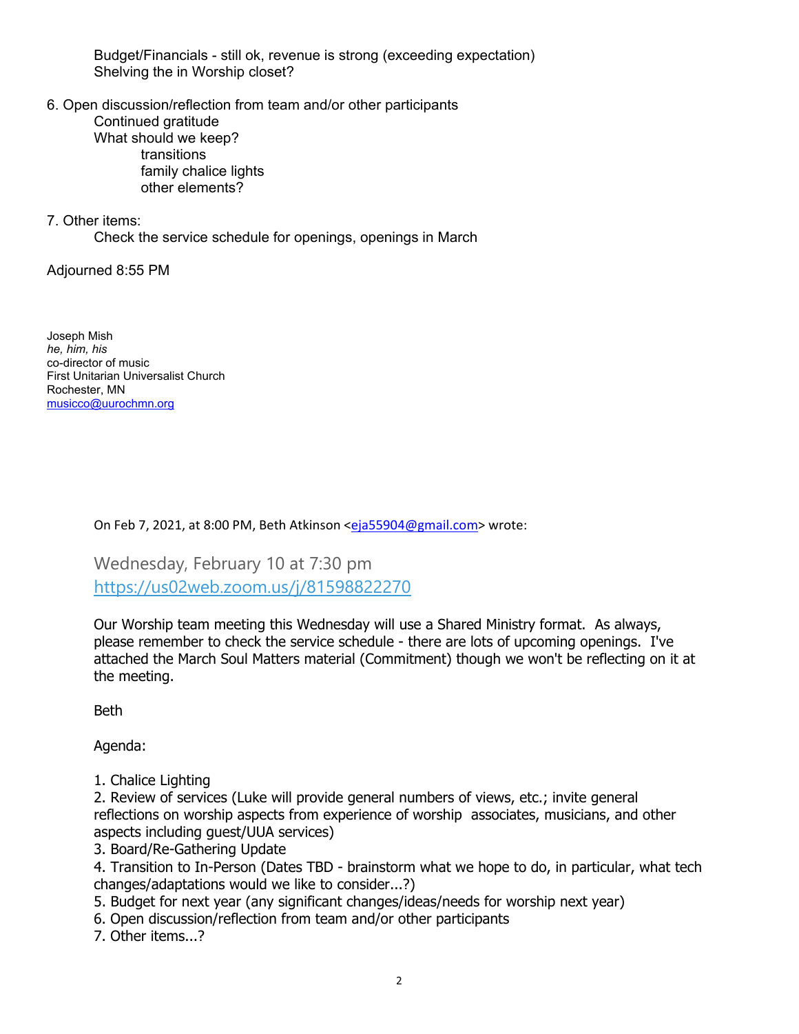Budget/Financials - still ok, revenue is strong (exceeding expectation)
Shelving the in Worship closet?

6. Open discussion/reflection from team and/or other participants
    - Continued gratitude
    - What should we keep?
        - transitions
        - family chalice lights
        - other elements?

7. Other items:
    - Check the service schedule for openings, openings in March

Adjourned 8:55 PM

Joseph Mish
*he, him, his*
co-director of music
First Unitarian Universalist Church
Rochester, MN
[musicco@uurochmn.org](mailto:musicco@uurochmn.org)

On Feb 7, 2021, at 8:00 PM, Beth Atkinson <[eja55904@gmail.com](mailto:eja55904@gmail.com)> wrote:

Wednesday, February 10 at 7:30 pm
[https://us02web.zoom.us/j/81598822270](https://us02web.zoom.us/j/81598822270)

Our Worship team meeting this Wednesday will use a Shared Ministry format. As always, please remember to check the service schedule - there are lots of upcoming openings. I've attached the March Soul Matters material (Commitment) though we won't be reflecting on it at the meeting.

Beth

Agenda:

1. Chalice Lighting
2. Review of services (Luke will provide general numbers of views, etc.; invite general reflections on worship aspects from experience of worship associates, musicians, and other aspects including guest/UUA services)
3. Board/Re-Gathering Update
4. Transition to In-Person (Dates TBD - brainstorm what we hope to do, in particular, what tech changes/adaptations would we like to consider...?)
5. Budget for next year (any significant changes/ideas/needs for worship next year)
6. Open discussion/reflection from team and/or other participants
7. Other items...?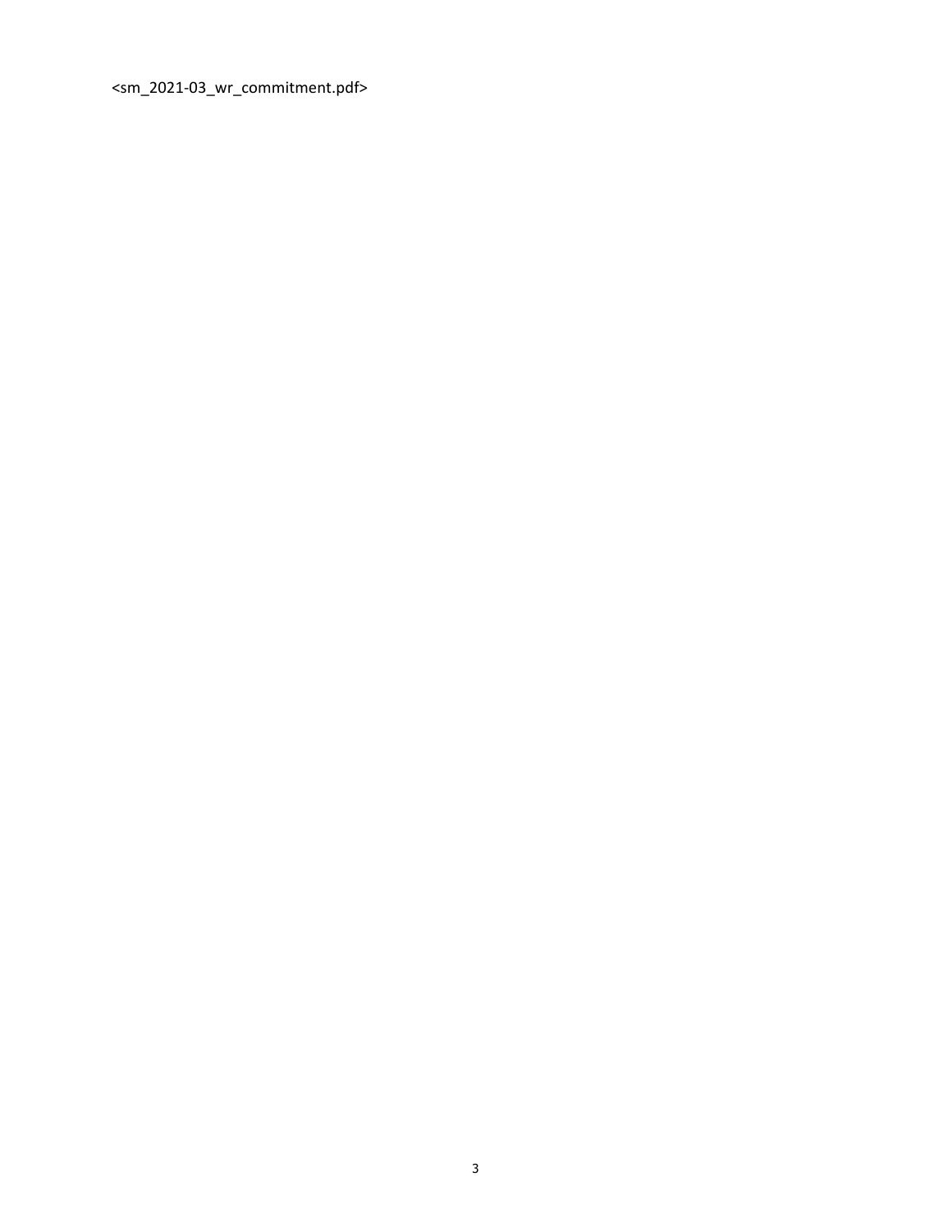<sm_2021-03_wr_commitment.pdf>